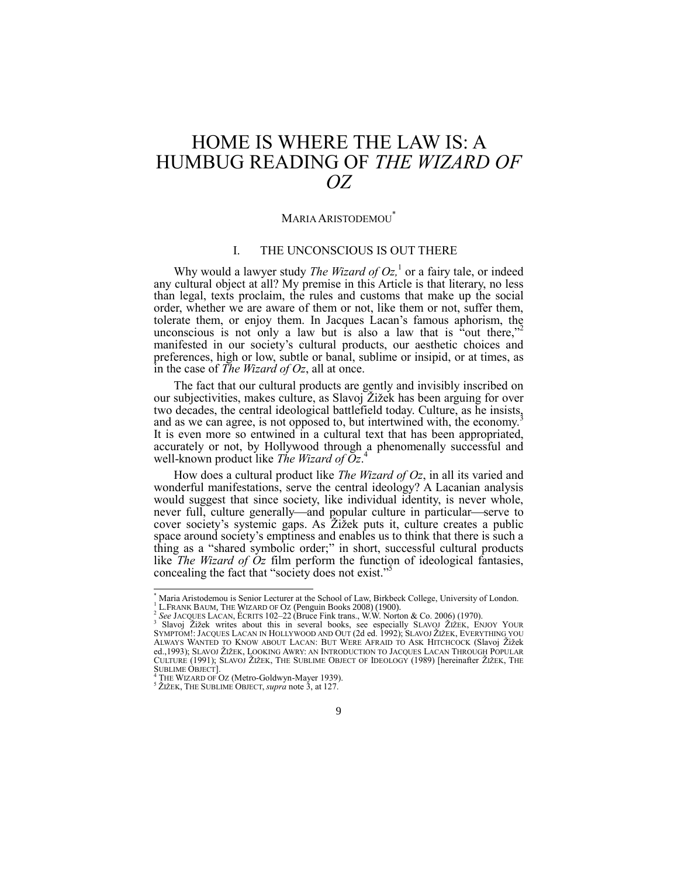# HOME IS WHERE THE LAW IS: A HUMBUG READING OF *THE WIZARD OF OZ*

MARIA ARISTODEMOU*

## I. THE UNCONSCIOUS IS OUT THERE

Why would a lawyer study *The Wizard of Oz,*[1] or a fairy tale, or indeed any cultural object at all? My premise in this Article is that literary, no less than legal, texts proclaim, the rules and customs that make up the social order, whether we are aware of them or not, like them or not, suffer them, tolerate them, or enjoy them. In Jacques Lacan's famous aphorism, the unconscious is not only a law but is also a law that is "out there,"[2] manifested in our society's cultural products, our aesthetic choices and preferences, high or low, subtle or banal, sublime or insipid, or at times, as in the case of *The Wizard of Oz*, all at once.

The fact that our cultural products are gently and invisibly inscribed on our subjectivities, makes culture, as Slavoj Žižek has been arguing for over two decades, the central ideological battlefield today. Culture, as he insists, and as we can agree, is not opposed to, but intertwined with, the economy.[3] It is even more so entwined in a cultural text that has been appropriated, accurately or not, by Hollywood through a phenomenally successful and well-known product like *The Wizard of Oz*.[4]

How does a cultural product like *The Wizard of Oz*, in all its varied and wonderful manifestations, serve the central ideology? A Lacanian analysis would suggest that since society, like individual identity, is never whole, never full, culture generally—and popular culture in particular—serve to cover society's systemic gaps. As Žižek puts it, culture creates a public space around society's emptiness and enables us to think that there is such a thing as a "shared symbolic order;" in short, successful cultural products like *The Wizard of Oz* film perform the function of ideological fantasies, concealing the fact that "society does not exist."[5]

---

\* Maria Aristodemou is Senior Lecturer at the School of Law, Birkbeck College, University of London.

[1] L.FRANK BAUM, THE WIZARD OF OZ (Penguin Books 2008) (1900).

[2] *See* JACQUES LACAN, ÉCRITS 102–22 (Bruce Fink trans., W.W. Norton & Co. 2006) (1970).

[3] Slavoj Žižek writes about this in several books, see especially SLAVOJ ŽIŽEK, ENJOY YOUR SYMPTOM!: JACQUES LACAN IN HOLLYWOOD AND OUT (2d ed. 1992); SLAVOJ ŽIŽEK, EVERYTHING YOU ALWAYS WANTED TO KNOW ABOUT LACAN: BUT WERE AFRAID TO ASK HITCHCOCK (Slavoj Žižek ed.,1993); SLAVOJ ŽIŽEK, LOOKING AWRY: AN INTRODUCTION TO JACQUES LACAN THROUGH POPULAR CULTURE (1991); SLAVOJ ŽIŽEK, THE SUBLIME OBJECT OF IDEOLOGY (1989) [hereinafter ŽIŽEK, THE SUBLIME OBJECT].

[4] THE WIZARD OF OZ (Metro-Goldwyn-Mayer 1939).

[5] ŽIŽEK, THE SUBLIME OBJECT, *supra* note 3, at 127.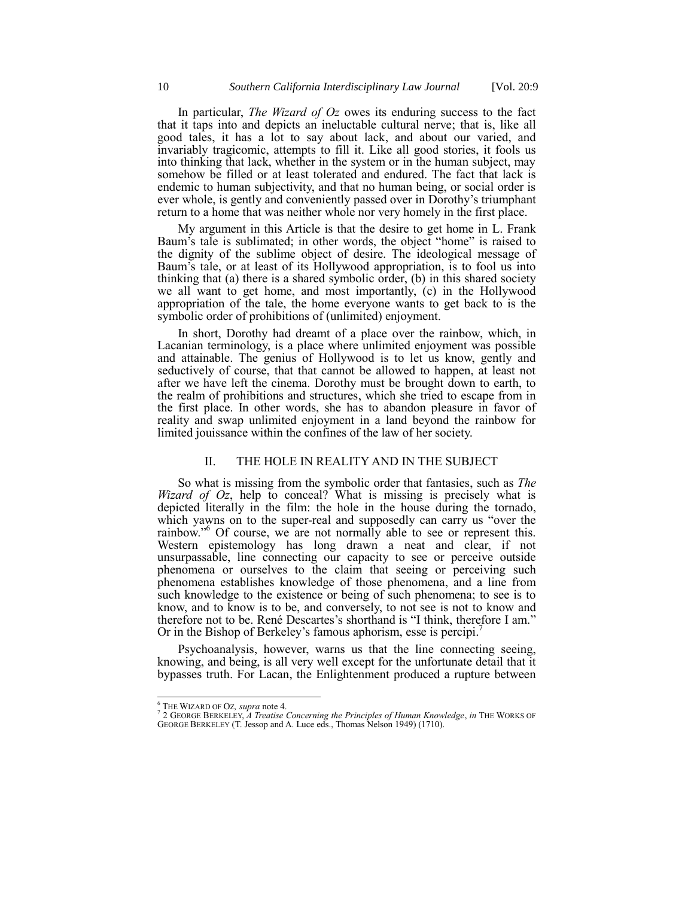In particular, *The Wizard of Oz* owes its enduring success to the fact that it taps into and depicts an ineluctable cultural nerve; that is, like all good tales, it has a lot to say about lack, and about our varied, and invariably tragicomic, attempts to fill it. Like all good stories, it fools us into thinking that lack, whether in the system or in the human subject, may somehow be filled or at least tolerated and endured. The fact that lack is endemic to human subjectivity, and that no human being, or social order is ever whole, is gently and conveniently passed over in Dorothy's triumphant return to a home that was neither whole nor very homely in the first place.

My argument in this Article is that the desire to get home in L. Frank Baum's tale is sublimated; in other words, the object "home" is raised to the dignity of the sublime object of desire. The ideological message of Baum's tale, or at least of its Hollywood appropriation, is to fool us into thinking that (a) there is a shared symbolic order, (b) in this shared society we all want to get home, and most importantly, (c) in the Hollywood appropriation of the tale, the home everyone wants to get back to is the symbolic order of prohibitions of (unlimited) enjoyment.

In short, Dorothy had dreamt of a place over the rainbow, which, in Lacanian terminology, is a place where unlimited enjoyment was possible and attainable. The genius of Hollywood is to let us know, gently and seductively of course, that that cannot be allowed to happen, at least not after we have left the cinema. Dorothy must be brought down to earth, to the realm of prohibitions and structures, which she tried to escape from in the first place. In other words, she has to abandon pleasure in favor of reality and swap unlimited enjoyment in a land beyond the rainbow for limited jouissance within the confines of the law of her society.

## II. THE HOLE IN REALITY AND IN THE SUBJECT

So what is missing from the symbolic order that fantasies, such as *The Wizard of Oz*, help to conceal? What is missing is precisely what is depicted literally in the film: the hole in the house during the tornado, which yawns on to the super-real and supposedly can carry us "over the rainbow."[6] Of course, we are not normally able to see or represent this. Western epistemology has long drawn a neat and clear, if not unsurpassable, line connecting our capacity to see or perceive outside phenomena or ourselves to the claim that seeing or perceiving such phenomena establishes knowledge of those phenomena, and a line from such knowledge to the existence or being of such phenomena; to see is to know, and to know is to be, and conversely, to not see is not to know and therefore not to be. René Descartes's shorthand is "I think, therefore I am." Or in the Bishop of Berkeley's famous aphorism, esse is percipi.[7]

Psychoanalysis, however, warns us that the line connecting seeing, knowing, and being, is all very well except for the unfortunate detail that it bypasses truth. For Lacan, the Enlightenment produced a rupture between

---

[6] THE WIZARD OF OZ, *supra* note 4.

[7] 2 GEORGE BERKELEY, *A Treatise Concerning the Principles of Human Knowledge*, *in* THE WORKS OF GEORGE BERKELEY (T. Jessop and A. Luce eds., Thomas Nelson 1949) (1710).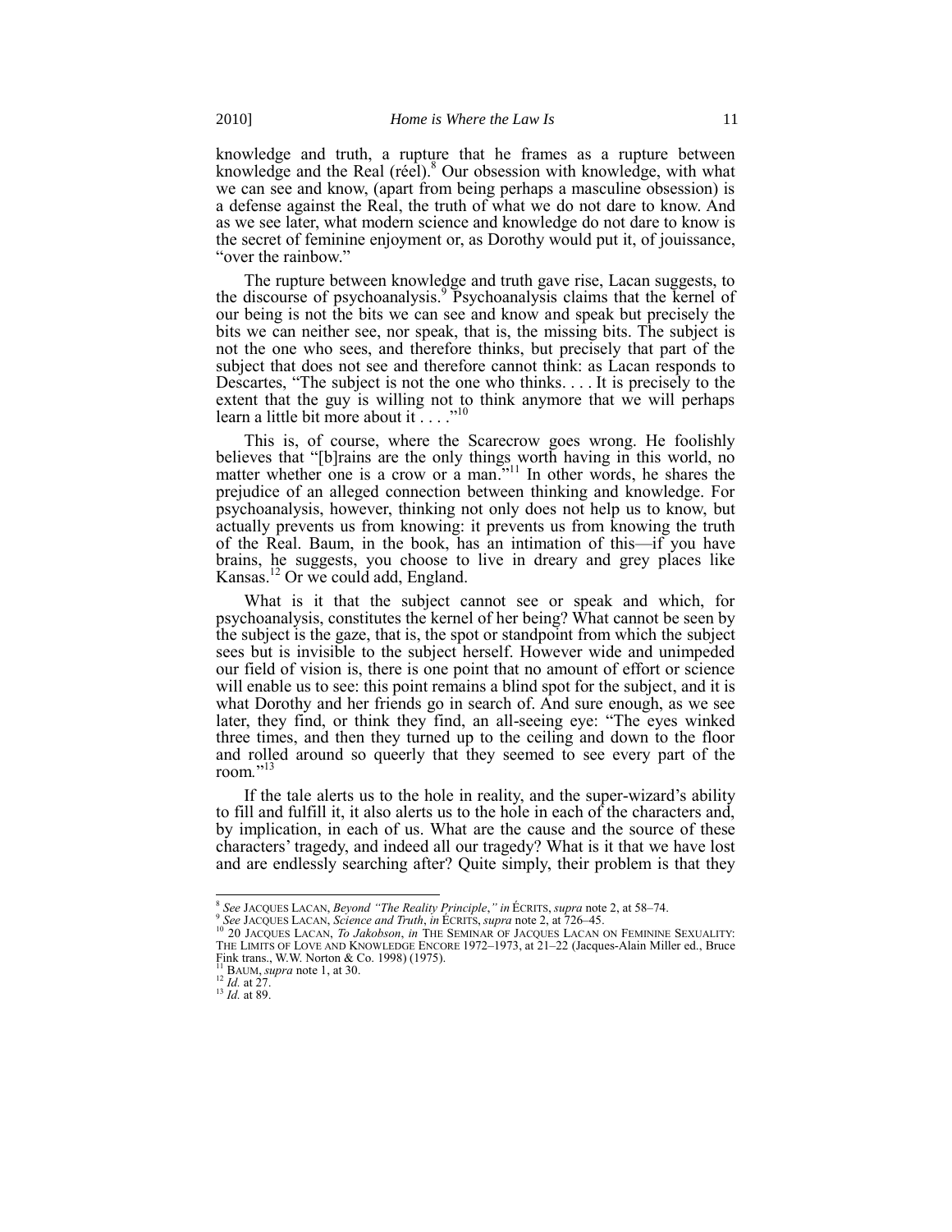knowledge and truth, a rupture that he frames as a rupture between knowledge and the Real (réel).[8] Our obsession with knowledge, with what we can see and know, (apart from being perhaps a masculine obsession) is a defense against the Real, the truth of what we do not dare to know. And as we see later, what modern science and knowledge do not dare to know is the secret of feminine enjoyment or, as Dorothy would put it, of jouissance, "over the rainbow."

The rupture between knowledge and truth gave rise, Lacan suggests, to the discourse of psychoanalysis.[9] Psychoanalysis claims that the kernel of our being is not the bits we can see and know and speak but precisely the bits we can neither see, nor speak, that is, the missing bits. The subject is not the one who sees, and therefore thinks, but precisely that part of the subject that does not see and therefore cannot think: as Lacan responds to Descartes, "The subject is not the one who thinks. . . . It is precisely to the extent that the guy is willing not to think anymore that we will perhaps learn a little bit more about it . . . ."[10]

This is, of course, where the Scarecrow goes wrong. He foolishly believes that "[b]rains are the only things worth having in this world, no matter whether one is a crow or a man."[11] In other words, he shares the prejudice of an alleged connection between thinking and knowledge. For psychoanalysis, however, thinking not only does not help us to know, but actually prevents us from knowing: it prevents us from knowing the truth of the Real. Baum, in the book, has an intimation of this—if you have brains, he suggests, you choose to live in dreary and grey places like Kansas.[12] Or we could add, England.

What is it that the subject cannot see or speak and which, for psychoanalysis, constitutes the kernel of her being? What cannot be seen by the subject is the gaze, that is, the spot or standpoint from which the subject sees but is invisible to the subject herself. However wide and unimpeded our field of vision is, there is one point that no amount of effort or science will enable us to see: this point remains a blind spot for the subject, and it is what Dorothy and her friends go in search of. And sure enough, as we see later, they find, or think they find, an all-seeing eye: "The eyes winked three times, and then they turned up to the ceiling and down to the floor and rolled around so queerly that they seemed to see every part of the room."[13]

If the tale alerts us to the hole in reality, and the super-wizard's ability to fill and fulfill it, it also alerts us to the hole in each of the characters and, by implication, in each of us. What are the cause and the source of these characters' tragedy, and indeed all our tragedy? What is it that we have lost and are endlessly searching after? Quite simply, their problem is that they

---

[8] *See* JACQUES LACAN, *Beyond "The Reality Principle*,*" in* ÉCRITS, *supra* note 2, at 58–74.

[9] *See* JACQUES LACAN, *Science and Truth*, *in* ÉCRITS, *supra* note 2, at 726–45.

[10] 20 JACQUES LACAN, *To Jakobson*, *in* THE SEMINAR OF JACQUES LACAN ON FEMININE SEXUALITY: THE LIMITS OF LOVE AND KNOWLEDGE ENCORE 1972–1973, at 21–22 (Jacques-Alain Miller ed., Bruce Fink trans., W.W. Norton & Co. 1998) (1975).

[11] BAUM, *supra* note 1, at 30.

[12] *Id.* at 27.

[13] *Id.* at 89.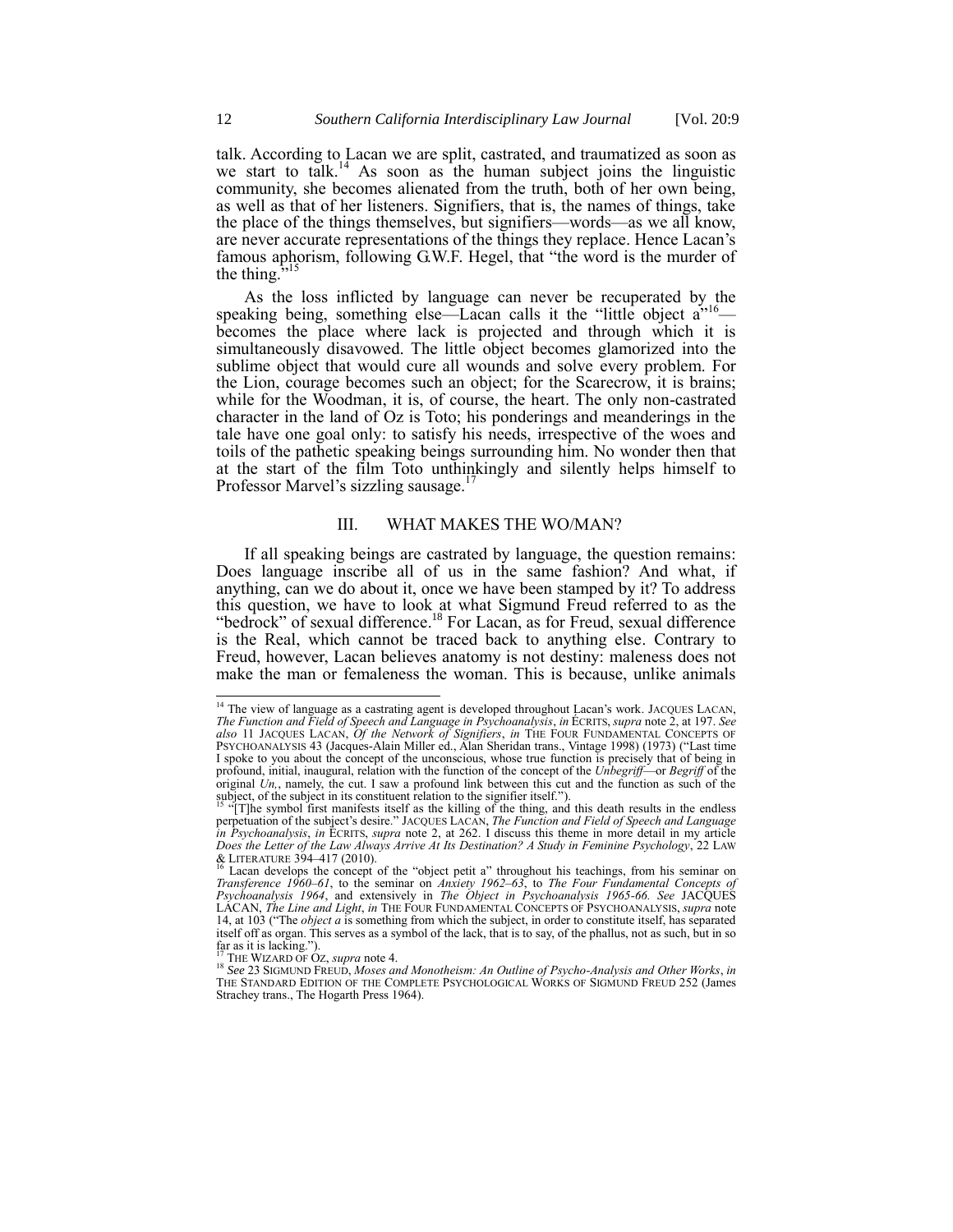talk. According to Lacan we are split, castrated, and traumatized as soon as we start to talk.[14] As soon as the human subject joins the linguistic community, she becomes alienated from the truth, both of her own being, as well as that of her listeners. Signifiers, that is, the names of things, take the place of the things themselves, but signifiers—words—as we all know, are never accurate representations of the things they replace. Hence Lacan's famous aphorism, following G.W.F. Hegel, that "the word is the murder of the thing."[15]

As the loss inflicted by language can never be recuperated by the speaking being, something else—Lacan calls it the "little object a"[16]—becomes the place where lack is projected and through which it is simultaneously disavowed. The little object becomes glamorized into the sublime object that would cure all wounds and solve every problem. For the Lion, courage becomes such an object; for the Scarecrow, it is brains; while for the Woodman, it is, of course, the heart. The only non-castrated character in the land of Oz is Toto; his ponderings and meanderings in the tale have one goal only: to satisfy his needs, irrespective of the woes and toils of the pathetic speaking beings surrounding him. No wonder then that at the start of the film Toto unthinkingly and silently helps himself to Professor Marvel's sizzling sausage.[17]

## III. WHAT MAKES THE WO/MAN?

If all speaking beings are castrated by language, the question remains: Does language inscribe all of us in the same fashion? And what, if anything, can we do about it, once we have been stamped by it? To address this question, we have to look at what Sigmund Freud referred to as the "bedrock" of sexual difference.[18] For Lacan, as for Freud, sexual difference is the Real, which cannot be traced back to anything else. Contrary to Freud, however, Lacan believes anatomy is not destiny: maleness does not make the man or femaleness the woman. This is because, unlike animals

---

[14] The view of language as a castrating agent is developed throughout Lacan's work. JACQUES LACAN, *The Function and Field of Speech and Language in Psychoanalysis*, *in* ÉCRITS, *supra* note 2, at 197. *See also* 11 JACQUES LACAN, *Of the Network of Signifiers*, *in* THE FOUR FUNDAMENTAL CONCEPTS OF PSYCHOANALYSIS 43 (Jacques-Alain Miller ed., Alan Sheridan trans., Vintage 1998) (1973) ("Last time I spoke to you about the concept of the unconscious, whose true function is precisely that of being in profound, initial, inaugural, relation with the function of the concept of the *Unbegriff*—or *Begriff* of the original *Un,*, namely, the cut. I saw a profound link between this cut and the function as such of the subject, of the subject in its constituent relation to the signifier itself.").

[15] "[T]he symbol first manifests itself as the killing of the thing, and this death results in the endless perpetuation of the subject's desire." JACQUES LACAN, *The Function and Field of Speech and Language in Psychoanalysis*, *in* ÉCRITS, *supra* note 2, at 262. I discuss this theme in more detail in my article *Does the Letter of the Law Always Arrive At Its Destination? A Study in Feminine Psychology*, 22 LAW & LITERATURE 394–417 (2010).

[16] Lacan develops the concept of the "object petit a" throughout his teachings, from his seminar on *Transference 1960–61*, to the seminar on *Anxiety 1962–63*, to *The Four Fundamental Concepts of Psychoanalysis 1964*, and extensively in *The Object in Psychoanalysis 1965-66*. *See* JACQUES LACAN, *The Line and Light*, *in* THE FOUR FUNDAMENTAL CONCEPTS OF PSYCHOANALYSIS, *supra* note 14, at 103 ("The *object a* is something from which the subject, in order to constitute itself, has separated itself off as organ. This serves as a symbol of the lack, that is to say, of the phallus, not as such, but in so far as it is lacking.").

[17] THE WIZARD OF OZ, *supra* note 4.

[18] *See* 23 SIGMUND FREUD, *Moses and Monotheism: An Outline of Psycho-Analysis and Other Works*, *in* THE STANDARD EDITION OF THE COMPLETE PSYCHOLOGICAL WORKS OF SIGMUND FREUD 252 (James Strachey trans., The Hogarth Press 1964).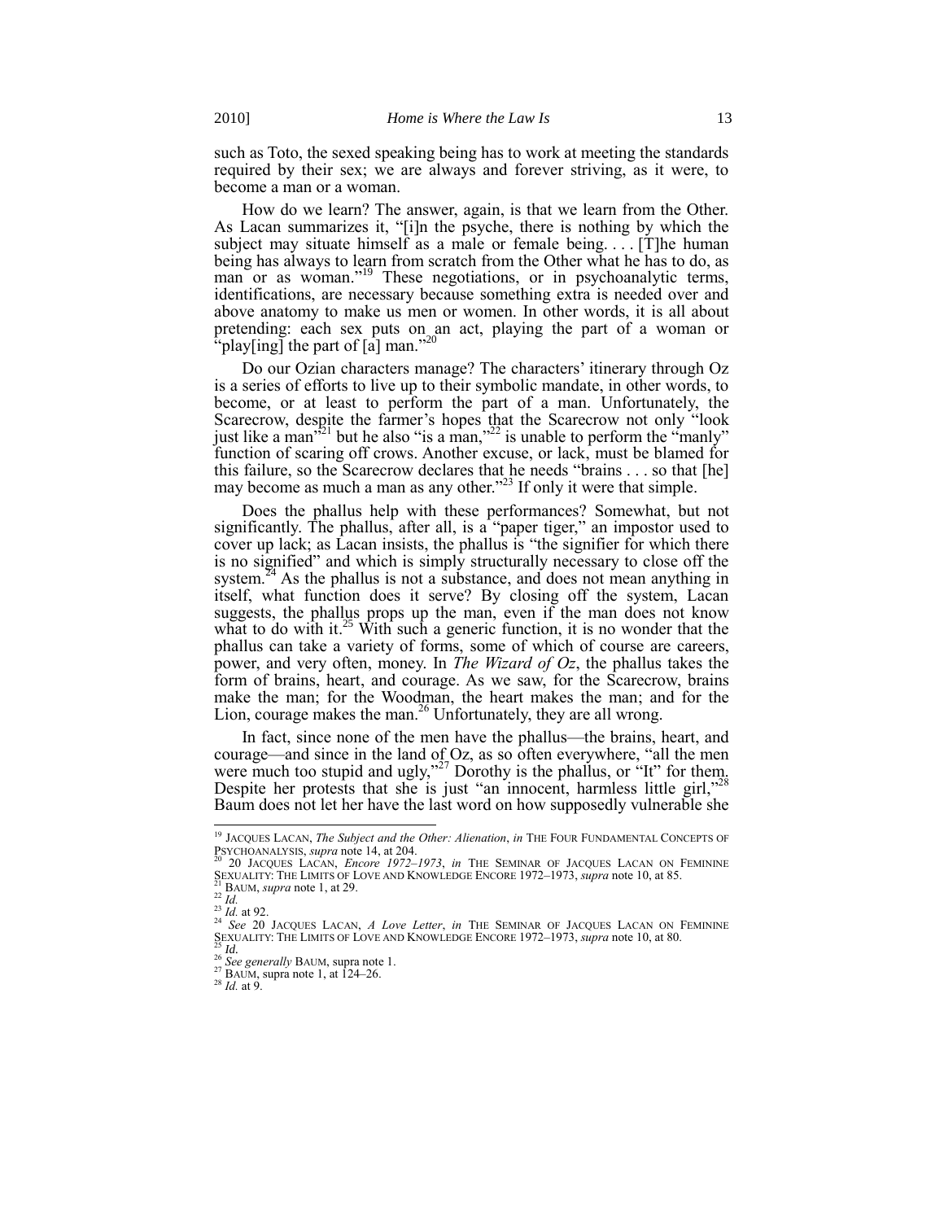such as Toto, the sexed speaking being has to work at meeting the standards required by their sex; we are always and forever striving, as it were, to become a man or a woman.

How do we learn? The answer, again, is that we learn from the Other. As Lacan summarizes it, "[i]n the psyche, there is nothing by which the subject may situate himself as a male or female being. . . . [T]he human being has always to learn from scratch from the Other what he has to do, as man or as woman."[19] These negotiations, or in psychoanalytic terms, identifications, are necessary because something extra is needed over and above anatomy to make us men or women. In other words, it is all about pretending: each sex puts on an act, playing the part of a woman or "play[ing] the part of [a] man."[20]

Do our Ozian characters manage? The characters' itinerary through Oz is a series of efforts to live up to their symbolic mandate, in other words, to become, or at least to perform the part of a man. Unfortunately, the Scarecrow, despite the farmer's hopes that the Scarecrow not only "look just like a man"[21] but he also "is a man,"[22] is unable to perform the "manly" function of scaring off crows. Another excuse, or lack, must be blamed for this failure, so the Scarecrow declares that he needs "brains . . . so that [he] may become as much a man as any other."[23] If only it were that simple.

Does the phallus help with these performances? Somewhat, but not significantly. The phallus, after all, is a "paper tiger," an impostor used to cover up lack; as Lacan insists, the phallus is "the signifier for which there is no signified" and which is simply structurally necessary to close off the system.[24] As the phallus is not a substance, and does not mean anything in itself, what function does it serve? By closing off the system, Lacan suggests, the phallus props up the man, even if the man does not know what to do with it.[25] With such a generic function, it is no wonder that the phallus can take a variety of forms, some of which of course are careers, power, and very often, money. In *The Wizard of Oz*, the phallus takes the form of brains, heart, and courage. As we saw, for the Scarecrow, brains make the man; for the Woodman, the heart makes the man; and for the Lion, courage makes the man.[26] Unfortunately, they are all wrong.

In fact, since none of the men have the phallus—the brains, heart, and courage—and since in the land of Oz, as so often everywhere, "all the men were much too stupid and ugly,"[27] Dorothy is the phallus, or "It" for them. Despite her protests that she is just "an innocent, harmless little girl,"[28] Baum does not let her have the last word on how supposedly vulnerable she

---

[19] JACQUES LACAN, *The Subject and the Other: Alienation*, *in* THE FOUR FUNDAMENTAL CONCEPTS OF PSYCHOANALYSIS, *supra* note 14, at 204.

[20] 20 JACQUES LACAN, *Encore 1972–1973*, *in* THE SEMINAR OF JACQUES LACAN ON FEMININE SEXUALITY: THE LIMITS OF LOVE AND KNOWLEDGE ENCORE 1972–1973, *supra* note 10, at 85.

[21] BAUM, *supra* note 1, at 29.

[22] *Id.*

[23] *Id.* at 92.

[24] *See* 20 JACQUES LACAN, *A Love Letter*, *in* THE SEMINAR OF JACQUES LACAN ON FEMININE SEXUALITY: THE LIMITS OF LOVE AND KNOWLEDGE ENCORE 1972–1973, *supra* note 10, at 80.

[25] *Id.*

[26] *See generally* BAUM, supra note 1.

[27] BAUM, supra note 1, at 124–26.

[28] *Id.* at 9.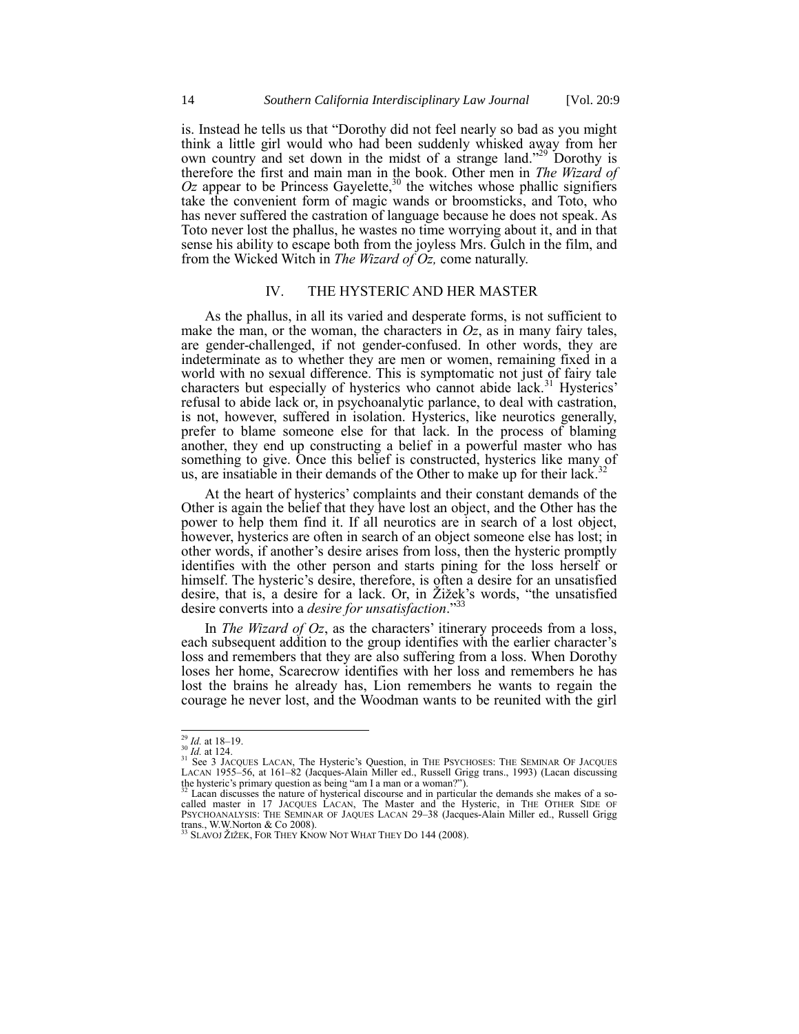is. Instead he tells us that "Dorothy did not feel nearly so bad as you might think a little girl would who had been suddenly whisked away from her own country and set down in the midst of a strange land."[29] Dorothy is therefore the first and main man in the book. Other men in *The Wizard of Oz* appear to be Princess Gayelette,[30] the witches whose phallic signifiers take the convenient form of magic wands or broomsticks, and Toto, who has never suffered the castration of language because he does not speak. As Toto never lost the phallus, he wastes no time worrying about it, and in that sense his ability to escape both from the joyless Mrs. Gulch in the film, and from the Wicked Witch in *The Wizard of Oz,* come naturally.

## IV. THE HYSTERIC AND HER MASTER

As the phallus, in all its varied and desperate forms, is not sufficient to make the man, or the woman, the characters in *Oz*, as in many fairy tales, are gender-challenged, if not gender-confused. In other words, they are indeterminate as to whether they are men or women, remaining fixed in a world with no sexual difference. This is symptomatic not just of fairy tale characters but especially of hysterics who cannot abide lack.[31] Hysterics' refusal to abide lack or, in psychoanalytic parlance, to deal with castration, is not, however, suffered in isolation. Hysterics, like neurotics generally, prefer to blame someone else for that lack. In the process of blaming another, they end up constructing a belief in a powerful master who has something to give. Once this belief is constructed, hysterics like many of us, are insatiable in their demands of the Other to make up for their lack.[32]

At the heart of hysterics' complaints and their constant demands of the Other is again the belief that they have lost an object, and the Other has the power to help them find it. If all neurotics are in search of a lost object, however, hysterics are often in search of an object someone else has lost; in other words, if another's desire arises from loss, then the hysteric promptly identifies with the other person and starts pining for the loss herself or himself. The hysteric's desire, therefore, is often a desire for an unsatisfied desire, that is, a desire for a lack. Or, in Žižek's words, "the unsatisfied desire converts into a *desire for unsatisfaction*."[33]

In *The Wizard of Oz*, as the characters' itinerary proceeds from a loss, each subsequent addition to the group identifies with the earlier character's loss and remembers that they are also suffering from a loss. When Dorothy loses her home, Scarecrow identifies with her loss and remembers he has lost the brains he already has, Lion remembers he wants to regain the courage he never lost, and the Woodman wants to be reunited with the girl

---

[29] *Id.* at 18–19.

[30] *Id.* at 124.

[31] See 3 JACQUES LACAN, The Hysteric's Question, in THE PSYCHOSES: THE SEMINAR OF JACQUES LACAN 1955–56, at 161–82 (Jacques-Alain Miller ed., Russell Grigg trans., 1993) (Lacan discussing the hysteric's primary question as being "am I a man or a woman?").

[32] Lacan discusses the nature of hysterical discourse and in particular the demands she makes of a so-called master in 17 JACQUES LACAN, The Master and the Hysteric, in THE OTHER SIDE OF PSYCHOANALYSIS: THE SEMINAR OF JAQUES LACAN 29–38 (Jacques-Alain Miller ed., Russell Grigg trans., W.W.Norton & Co 2008).

[33] SLAVOJ ŽIŽEK, FOR THEY KNOW NOT WHAT THEY DO 144 (2008).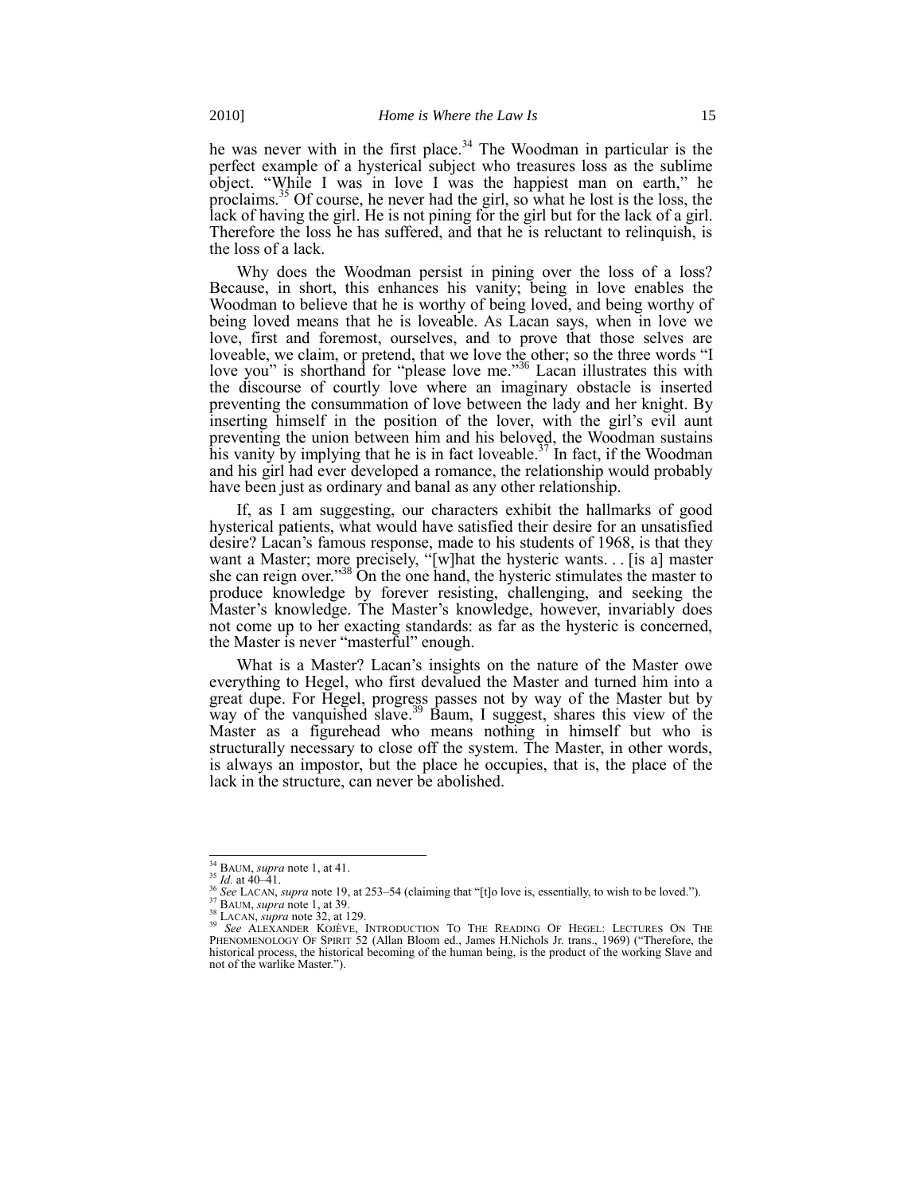he was never with in the first place.[34] The Woodman in particular is the perfect example of a hysterical subject who treasures loss as the sublime object. "While I was in love I was the happiest man on earth," he proclaims.[35] Of course, he never had the girl, so what he lost is the loss, the lack of having the girl. He is not pining for the girl but for the lack of a girl. Therefore the loss he has suffered, and that he is reluctant to relinquish, is the loss of a lack.

Why does the Woodman persist in pining over the loss of a loss? Because, in short, this enhances his vanity; being in love enables the Woodman to believe that he is worthy of being loved, and being worthy of being loved means that he is loveable. As Lacan says, when in love we love, first and foremost, ourselves, and to prove that those selves are loveable, we claim, or pretend, that we love the other; so the three words "I love you" is shorthand for "please love me."[36] Lacan illustrates this with the discourse of courtly love where an imaginary obstacle is inserted preventing the consummation of love between the lady and her knight. By inserting himself in the position of the lover, with the girl's evil aunt preventing the union between him and his beloved, the Woodman sustains his vanity by implying that he is in fact loveable.[37] In fact, if the Woodman and his girl had ever developed a romance, the relationship would probably have been just as ordinary and banal as any other relationship.

If, as I am suggesting, our characters exhibit the hallmarks of good hysterical patients, what would have satisfied their desire for an unsatisfied desire? Lacan's famous response, made to his students of 1968, is that they want a Master; more precisely, "[w]hat the hysteric wants. . . [is a] master she can reign over."[38] On the one hand, the hysteric stimulates the master to produce knowledge by forever resisting, challenging, and seeking the Master's knowledge. The Master's knowledge, however, invariably does not come up to her exacting standards: as far as the hysteric is concerned, the Master is never "masterful" enough.

What is a Master? Lacan's insights on the nature of the Master owe everything to Hegel, who first devalued the Master and turned him into a great dupe. For Hegel, progress passes not by way of the Master but by way of the vanquished slave.[39] Baum, I suggest, shares this view of the Master as a figurehead who means nothing in himself but who is structurally necessary to close off the system. The Master, in other words, is always an impostor, but the place he occupies, that is, the place of the lack in the structure, can never be abolished.

---

[34] BAUM, *supra* note 1, at 41.

[35] *Id.* at 40–41.

[36] *See* LACAN, *supra* note 19, at 253–54 (claiming that "[t]o love is, essentially, to wish to be loved.").

[37] BAUM, *supra* note 1, at 39.

[38] LACAN, *supra* note 32, at 129.

[39] *See* ALEXANDER KOJÈVE, INTRODUCTION TO THE READING OF HEGEL: LECTURES ON THE PHENOMENOLOGY OF SPIRIT 52 (Allan Bloom ed., James H.Nichols Jr. trans., 1969) ("Therefore, the historical process, the historical becoming of the human being, is the product of the working Slave and not of the warlike Master.").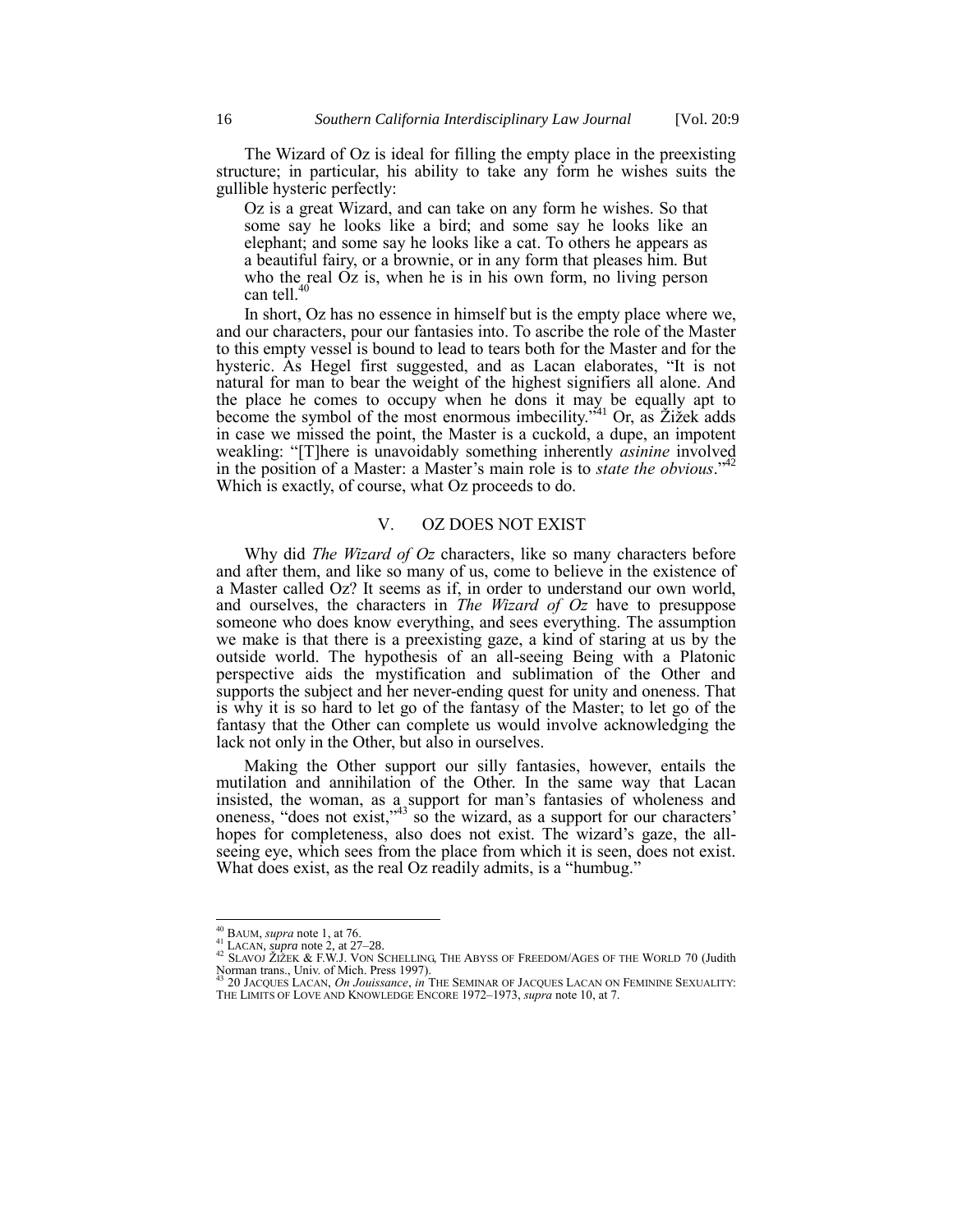The Wizard of Oz is ideal for filling the empty place in the preexisting structure; in particular, his ability to take any form he wishes suits the gullible hysteric perfectly:

> Oz is a great Wizard, and can take on any form he wishes. So that some say he looks like a bird; and some say he looks like an elephant; and some say he looks like a cat. To others he appears as a beautiful fairy, or a brownie, or in any form that pleases him. But who the real Oz is, when he is in his own form, no living person can tell.[40]

In short, Oz has no essence in himself but is the empty place where we, and our characters, pour our fantasies into. To ascribe the role of the Master to this empty vessel is bound to lead to tears both for the Master and for the hysteric. As Hegel first suggested, and as Lacan elaborates, "It is not natural for man to bear the weight of the highest signifiers all alone. And the place he comes to occupy when he dons it may be equally apt to become the symbol of the most enormous imbecility."[41] Or, as Žižek adds in case we missed the point, the Master is a cuckold, a dupe, an impotent weakling: "[T]here is unavoidably something inherently *asinine* involved in the position of a Master: a Master's main role is to *state the obvious*."[42] Which is exactly, of course, what Oz proceeds to do.

## V. OZ DOES NOT EXIST

Why did *The Wizard of Oz* characters, like so many characters before and after them, and like so many of us, come to believe in the existence of a Master called Oz? It seems as if, in order to understand our own world, and ourselves, the characters in *The Wizard of Oz* have to presuppose someone who does know everything, and sees everything. The assumption we make is that there is a preexisting gaze, a kind of staring at us by the outside world. The hypothesis of an all-seeing Being with a Platonic perspective aids the mystification and sublimation of the Other and supports the subject and her never-ending quest for unity and oneness. That is why it is so hard to let go of the fantasy of the Master; to let go of the fantasy that the Other can complete us would involve acknowledging the lack not only in the Other, but also in ourselves.

Making the Other support our silly fantasies, however, entails the mutilation and annihilation of the Other. In the same way that Lacan insisted, the woman, as a support for man's fantasies of wholeness and oneness, "does not exist,"[43] so the wizard, as a support for our characters' hopes for completeness, also does not exist. The wizard's gaze, the all-seeing eye, which sees from the place from which it is seen, does not exist. What does exist, as the real Oz readily admits, is a "humbug."

---

[40] BAUM, *supra* note 1, at 76.

[41] LACAN, *supra* note 2, at 27–28.

[42] SLAVOJ ŽIŽEK & F.W.J. VON SCHELLING, THE ABYSS OF FREEDOM/AGES OF THE WORLD 70 (Judith Norman trans., Univ. of Mich. Press 1997).

[43] 20 JACQUES LACAN, *On Jouissance*, *in* THE SEMINAR OF JACQUES LACAN ON FEMININE SEXUALITY: THE LIMITS OF LOVE AND KNOWLEDGE ENCORE 1972–1973, *supra* note 10, at 7.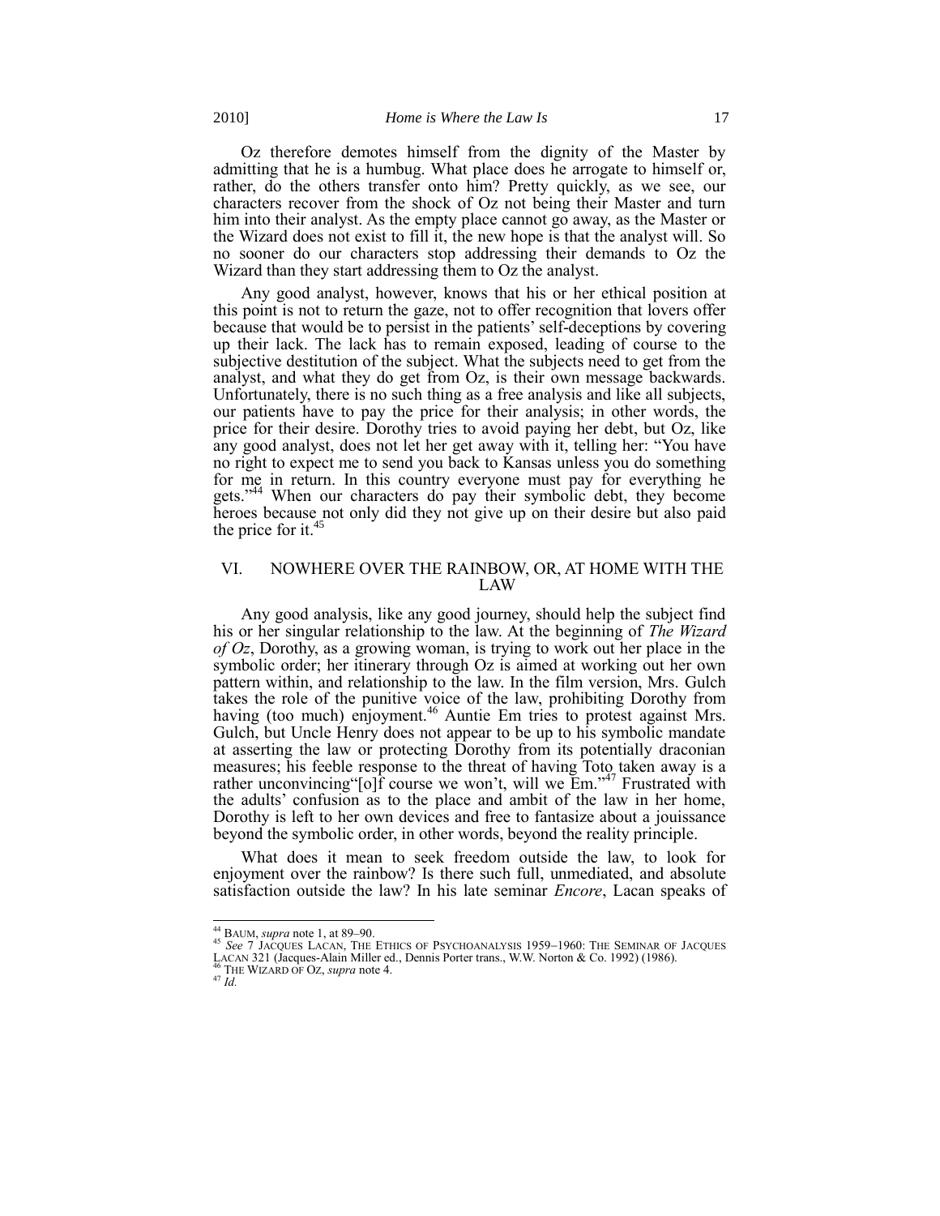Oz therefore demotes himself from the dignity of the Master by admitting that he is a humbug. What place does he arrogate to himself or, rather, do the others transfer onto him? Pretty quickly, as we see, our characters recover from the shock of Oz not being their Master and turn him into their analyst. As the empty place cannot go away, as the Master or the Wizard does not exist to fill it, the new hope is that the analyst will. So no sooner do our characters stop addressing their demands to Oz the Wizard than they start addressing them to Oz the analyst.

Any good analyst, however, knows that his or her ethical position at this point is not to return the gaze, not to offer recognition that lovers offer because that would be to persist in the patients' self-deceptions by covering up their lack. The lack has to remain exposed, leading of course to the subjective destitution of the subject. What the subjects need to get from the analyst, and what they do get from Oz, is their own message backwards. Unfortunately, there is no such thing as a free analysis and like all subjects, our patients have to pay the price for their analysis; in other words, the price for their desire. Dorothy tries to avoid paying her debt, but Oz, like any good analyst, does not let her get away with it, telling her: "You have no right to expect me to send you back to Kansas unless you do something for me in return. In this country everyone must pay for everything he gets."[44] When our characters do pay their symbolic debt, they become heroes because not only did they not give up on their desire but also paid the price for it.[45]

## VI. NOWHERE OVER THE RAINBOW, OR, AT HOME WITH THE LAW

Any good analysis, like any good journey, should help the subject find his or her singular relationship to the law. At the beginning of *The Wizard of Oz*, Dorothy, as a growing woman, is trying to work out her place in the symbolic order; her itinerary through Oz is aimed at working out her own pattern within, and relationship to the law. In the film version, Mrs. Gulch takes the role of the punitive voice of the law, prohibiting Dorothy from having (too much) enjoyment.[46] Auntie Em tries to protest against Mrs. Gulch, but Uncle Henry does not appear to be up to his symbolic mandate at asserting the law or protecting Dorothy from its potentially draconian measures; his feeble response to the threat of having Toto taken away is a rather unconvincing"[o]f course we won't, will we Em."[47] Frustrated with the adults' confusion as to the place and ambit of the law in her home, Dorothy is left to her own devices and free to fantasize about a jouissance beyond the symbolic order, in other words, beyond the reality principle.

What does it mean to seek freedom outside the law, to look for enjoyment over the rainbow? Is there such full, unmediated, and absolute satisfaction outside the law? In his late seminar *Encore*, Lacan speaks of

---

[44] BAUM, *supra* note 1, at 89–90.

[45] *See* 7 JACQUES LACAN, THE ETHICS OF PSYCHOANALYSIS 1959–1960: THE SEMINAR OF JACQUES LACAN 321 (Jacques-Alain Miller ed., Dennis Porter trans., W.W. Norton & Co. 1992) (1986).

[46] THE WIZARD OF OZ, *supra* note 4.

[47] *Id.*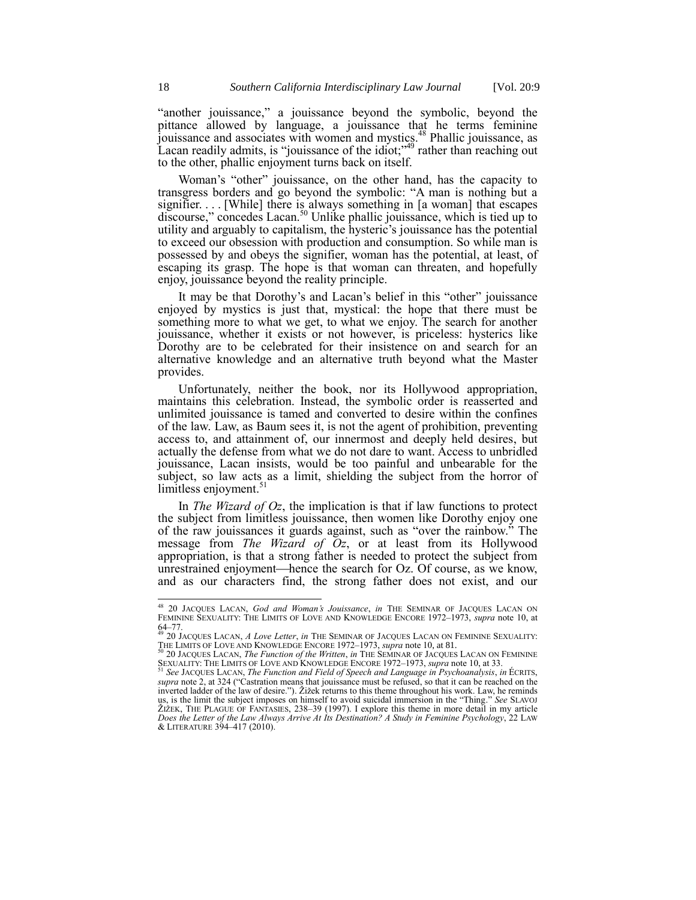"another jouissance," a jouissance beyond the symbolic, beyond the pittance allowed by language, a jouissance that he terms feminine jouissance and associates with women and mystics.[48] Phallic jouissance, as Lacan readily admits, is "jouissance of the idiot;"[49] rather than reaching out to the other, phallic enjoyment turns back on itself.

Woman's "other" jouissance, on the other hand, has the capacity to transgress borders and go beyond the symbolic: "A man is nothing but a signifier. . . . [While] there is always something in [a woman] that escapes discourse," concedes Lacan.[50] Unlike phallic jouissance, which is tied up to utility and arguably to capitalism, the hysteric's jouissance has the potential to exceed our obsession with production and consumption. So while man is possessed by and obeys the signifier, woman has the potential, at least, of escaping its grasp. The hope is that woman can threaten, and hopefully enjoy, jouissance beyond the reality principle.

It may be that Dorothy's and Lacan's belief in this "other" jouissance enjoyed by mystics is just that, mystical: the hope that there must be something more to what we get, to what we enjoy. The search for another jouissance, whether it exists or not however, is priceless: hysterics like Dorothy are to be celebrated for their insistence on and search for an alternative knowledge and an alternative truth beyond what the Master provides.

Unfortunately, neither the book, nor its Hollywood appropriation, maintains this celebration. Instead, the symbolic order is reasserted and unlimited jouissance is tamed and converted to desire within the confines of the law. Law, as Baum sees it, is not the agent of prohibition, preventing access to, and attainment of, our innermost and deeply held desires, but actually the defense from what we do not dare to want. Access to unbridled jouissance, Lacan insists, would be too painful and unbearable for the subject, so law acts as a limit, shielding the subject from the horror of limitless enjoyment.[51]

In *The Wizard of Oz*, the implication is that if law functions to protect the subject from limitless jouissance, then women like Dorothy enjoy one of the raw jouissances it guards against, such as "over the rainbow." The message from *The Wizard of Oz*, or at least from its Hollywood appropriation, is that a strong father is needed to protect the subject from unrestrained enjoyment—hence the search for Oz. Of course, as we know, and as our characters find, the strong father does not exist, and our

---

[48] 20 JACQUES LACAN, *God and Woman's Jouissance*, *in* THE SEMINAR OF JACQUES LACAN ON FEMININE SEXUALITY: THE LIMITS OF LOVE AND KNOWLEDGE ENCORE 1972–1973, *supra* note 10, at 64–77.

[49] 20 JACQUES LACAN, *A Love Letter*, *in* THE SEMINAR OF JACQUES LACAN ON FEMININE SEXUALITY: THE LIMITS OF LOVE AND KNOWLEDGE ENCORE 1972–1973, *supra* note 10, at 81.

[50] 20 JACQUES LACAN, *The Function of the Written*, *in* THE SEMINAR OF JACQUES LACAN ON FEMININE SEXUALITY: THE LIMITS OF LOVE AND KNOWLEDGE ENCORE 1972–1973, *supra* note 10, at 33.

[51] *See* JACQUES LACAN, *The Function and Field of Speech and Language in Psychoanalysis*, *in* ÉCRITS, *supra* note 2, at 324 ("Castration means that jouissance must be refused, so that it can be reached on the inverted ladder of the law of desire."). Žižek returns to this theme throughout his work. Law, he reminds us, is the limit the subject imposes on himself to avoid suicidal immersion in the "Thing." *See* SLAVOJ ŽIŽEK, THE PLAGUE OF FANTASIES, 238–39 (1997). I explore this theme in more detail in my article *Does the Letter of the Law Always Arrive At Its Destination? A Study in Feminine Psychology*, 22 LAW & LITERATURE 394–417 (2010).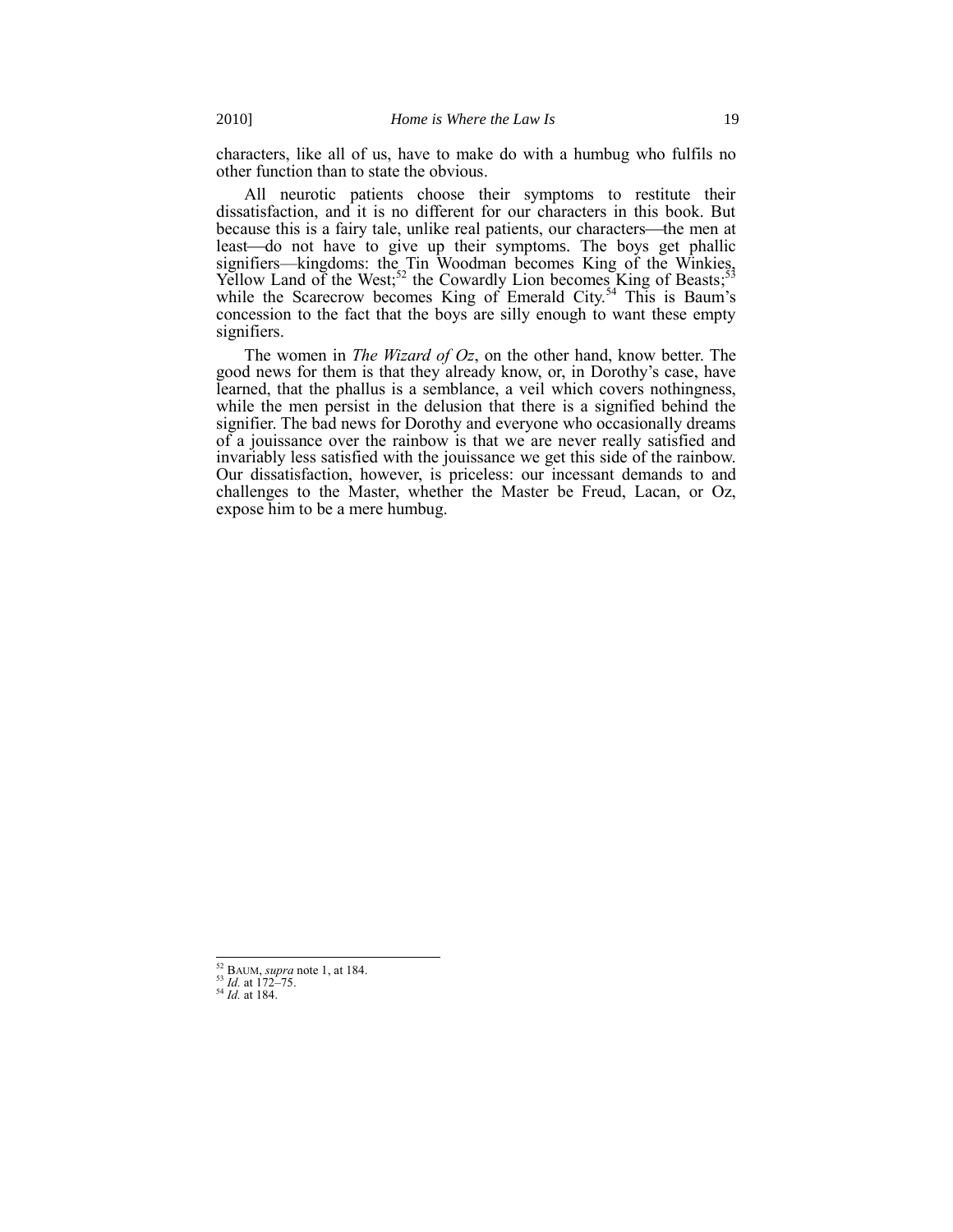characters, like all of us, have to make do with a humbug who fulfils no other function than to state the obvious.

All neurotic patients choose their symptoms to restitute their dissatisfaction, and it is no different for our characters in this book. But because this is a fairy tale, unlike real patients, our characters—the men at least—do not have to give up their symptoms. The boys get phallic signifiers—kingdoms: the Tin Woodman becomes King of the Winkies, Yellow Land of the West;[52] the Cowardly Lion becomes King of Beasts;[53] while the Scarecrow becomes King of Emerald City.[54] This is Baum's concession to the fact that the boys are silly enough to want these empty signifiers.

The women in *The Wizard of Oz*, on the other hand, know better. The good news for them is that they already know, or, in Dorothy's case, have learned, that the phallus is a semblance, a veil which covers nothingness, while the men persist in the delusion that there is a signified behind the signifier. The bad news for Dorothy and everyone who occasionally dreams of a jouissance over the rainbow is that we are never really satisfied and invariably less satisfied with the jouissance we get this side of the rainbow. Our dissatisfaction, however, is priceless: our incessant demands to and challenges to the Master, whether the Master be Freud, Lacan, or Oz, expose him to be a mere humbug.

---

[52] BAUM, *supra* note 1, at 184.
[53] *Id.* at 172–75.
[54] *Id.* at 184.